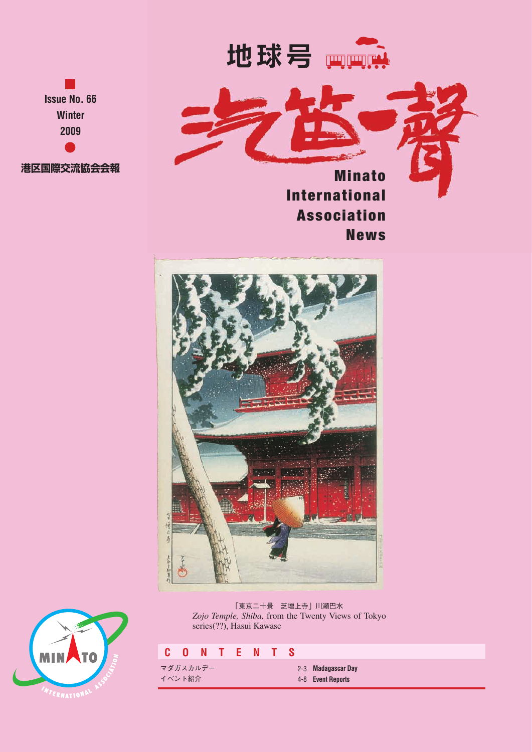Issue No. 66
Winter
2009

港区国際交流協会会報

# 地球号 汽笛一聲

## Minato International Association News

「東京二十景　芝増上寺」川瀬巴水
*Zojo Temple, Shiba,* from the Twenty Views of Tokyo series(??), Hasui Kawase

## CONTENTS

| | | |
|---|---|---|
| マダガスカルデー | 2-3 | **Madagascar Day** |
| イベント紹介 | 4-8 | **Event Reports** |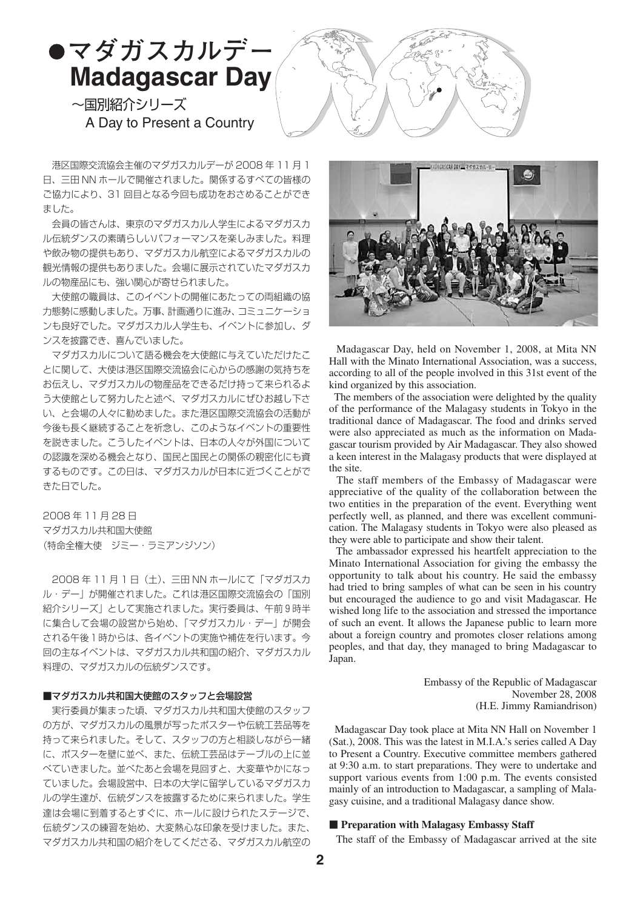# ●マダガスカルデー Madagascar Day

～国別紹介シリーズ
A Day to Present a Country

港区国際交流協会主催のマダガスカルデーが 2008 年 11 月 1 日、三田 NN ホールで開催されました。関係するすべての皆様のご協力により、31 回目となる今回も成功をおさめることができました。

会員の皆さんは、東京のマダガスカル人学生によるマダガスカル伝統ダンスの素晴らしいパフォーマンスを楽しみました。料理や飲み物の提供もあり、マダガスカル航空によるマダガスカルの観光情報の提供もありました。会場に展示されていたマダガスカルの物産品にも、強い関心が寄せられました。

大使館の職員は、このイベントの開催にあたっての両組織の協力態勢に感動しました。万事、計画通りに進み、コミュニケーションも良好でした。マダガスカル人学生も、イベントに参加し、ダンスを披露でき、喜んでいました。

マダガスカルについて語る機会を大使館に与えていただけたことに関して、大使は港区国際交流協会に心からの感謝の気持ちをお伝えし、マダガスカルの物産品をできるだけ持って来られるよう大使館として努力したと述べ、マダガスカルにぜひお越し下さい、と会場の人々に勧めました。また港区国際交流協会の活動が今後も長く継続することを祈念し、このようなイベントの重要性を説きました。こうしたイベントは、日本の人々が外国についての認識を深める機会となり、国民と国民との関係の親密化にも資するものです。この日は、マダガスカルが日本に近づくことができた日でした。

2008 年 11 月 28 日
マダガスカル共和国大使館
（特命全権大使　ジミー・ラミアンジソン）

2008 年 11 月 1 日（土）、三田 NN ホールにて「マダガスカル・デー」が開催されました。これは港区国際交流協会の「国別紹介シリーズ」として実施されました。実行委員は、午前 9 時半に集合して会場の設営から始め、「マダガスカル・デー」が開会される午後 1 時からは、各イベントの実施や補佐を行います。今回の主なイベントは、マダガスカル共和国の紹介、マダガスカル料理の、マダガスカルの伝統ダンスです。

### ■マダガスカル共和国大使館のスタッフと会場設営

実行委員が集まった頃、マダガスカル共和国大使館のスタッフの方が、マダガスカルの風景が写ったポスターや伝統工芸品等を持って来られました。そして、スタッフの方と相談しながら一緒に、ポスターを壁に並べ、また、伝統工芸品はテーブルの上に並べていきました。並べたあと会場を見回すと、大変華やかになっていました。会場設営中、日本の大学に留学しているマダガスカルの学生達が、伝統ダンスを披露するために来られました。学生達は会場に到着するとすぐに、ホールに設けられたステージで、伝統ダンスの練習を始め、大変熱心な印象を受けました。また、マダガスカル共和国の紹介をしてくださる、マダガスカル航空の

Madagascar Day, held on November 1, 2008, at Mita NN Hall with the Minato International Association, was a success, according to all of the people involved in this 31st event of the kind organized by this association.

The members of the association were delighted by the quality of the performance of the Malagasy students in Tokyo in the traditional dance of Madagascar. The food and drinks served were also appreciated as much as the information on Madagascar tourism provided by Air Madagascar. They also showed a keen interest in the Malagasy products that were displayed at the site.

The staff members of the Embassy of Madagascar were appreciative of the quality of the collaboration between the two entities in the preparation of the event. Everything went perfectly well, as planned, and there was excellent communication. The Malagasy students in Tokyo were also pleased as they were able to participate and show their talent.

The ambassador expressed his heartfelt appreciation to the Minato International Association for giving the embassy the opportunity to talk about his country. He said the embassy had tried to bring samples of what can be seen in his country but encouraged the audience to go and visit Madagascar. He wished long life to the association and stressed the importance of such an event. It allows the Japanese public to learn more about a foreign country and promotes closer relations among peoples, and that day, they managed to bring Madagascar to Japan.

Embassy of the Republic of Madagascar
November 28, 2008
(H.E. Jimmy Ramiandrison)

Madagascar Day took place at Mita NN Hall on November 1 (Sat.), 2008. This was the latest in M.I.A.'s series called A Day to Present a Country. Executive committee members gathered at 9:30 a.m. to start preparations. They were to undertake and support various events from 1:00 p.m. The events consisted mainly of an introduction to Madagascar, a sampling of Malagasy cuisine, and a traditional Malagasy dance show.

### ■ Preparation with Malagasy Embassy Staff

The staff of the Embassy of Madagascar arrived at the site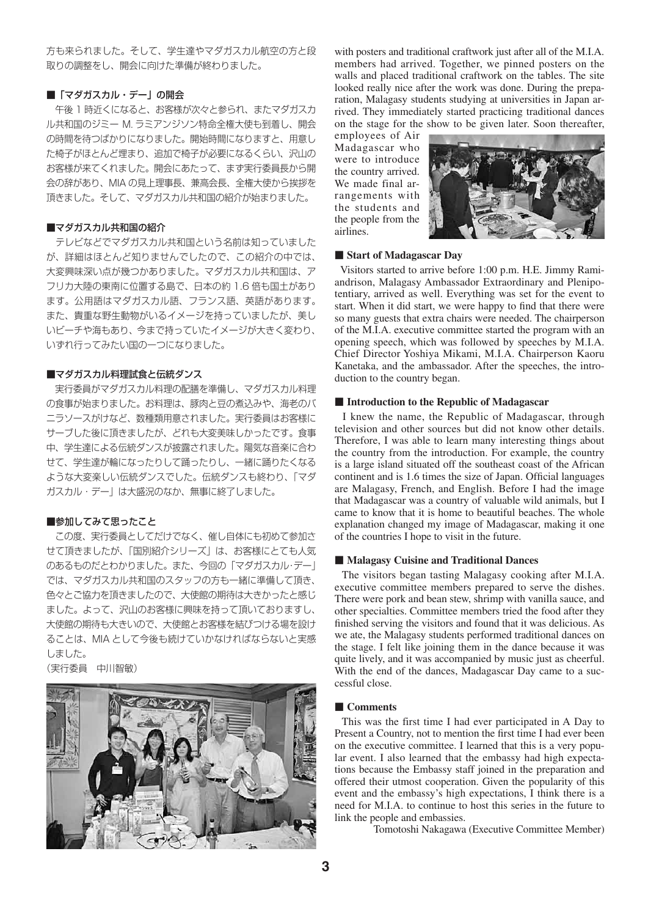方も来られました。そして、学生達やマダガスカル航空の方と段取りの調整をし、開会に向けた準備が終わりました。

### ■「マダガスカル・デー」の開会

午後１時近くになると、お客様が次々と参られ、またマダガスカル共和国のジミー M. ラミアンジソン特命全権大使も到着し、開会の時間を待つばかりになりました。開始時間になりますと、用意した椅子がほとんど埋まり、追加で椅子が必要になるくらい、沢山のお客様が来てくれました。開会にあたって、まず実行委員長から開会の辞があり、MIA の見上理事長、兼高会長、全権大使から挨拶を頂きました。そして、マダガスカル共和国の紹介が始まりました。

### ■マダガスカル共和国の紹介

テレビなどでマダガスカル共和国という名前は知っていましたが、詳細はほとんど知りませんでしたので、この紹介の中では、大変興味深い点が幾つかありました。マダガスカル共和国は、アフリカ大陸の東南に位置する島で、日本の約 1.6 倍も国土があります。公用語はマダガスカル語、フランス語、英語があります。また、貴重な野生動物がいるイメージを持っていましたが、美しいビーチや海もあり、今まで持っていたイメージが大きく変わり、いずれ行ってみたい国の一つになりました。

### ■マダガスカル料理試食と伝統ダンス

実行委員がマダガスカル料理の配膳を準備し、マダガスカル料理の食事が始まりました。お料理は、豚肉と豆の煮込みや、海老のバニラソースがけなど、数種類用意されました。実行委員はお客様にサーブした後に頂きましたが、どれも大変美味しかったです。食事中、学生達による伝統ダンスが披露されました。陽気な音楽に合わせて、学生達が輪になったりして踊ったりし、一緒に踊りたくなるような大変楽しい伝統ダンスでした。伝統ダンスも終わり、「マダガスカル・デー」は大盛況のなか、無事に終了しました。

### ■参加してみて思ったこと

この度、実行委員としてだけでなく、催し自体にも初めて参加させて頂きましたが、「国別紹介シリーズ」は、お客様にとても人気のあるものだとわかりました。また、今回の「マダガスカル･デー」では、マダガスカル共和国のスタッフの方も一緒に準備して頂き、色々とご協力を頂きましたので、大使館の期待は大きかったと感じました。よって、沢山のお客様に興味を持って頂いておりますし、大使館の期待も大きいので、大使館とお客様を結びつける場を設けることは、MIA として今後も続けていかなければならないと実感しました。

（実行委員　中川智敏）

with posters and traditional craftwork just after all of the M.I.A. members had arrived. Together, we pinned posters on the walls and placed traditional craftwork on the tables. The site looked really nice after the work was done. During the preparation, Malagasy students studying at universities in Japan arrived. They immediately started practicing traditional dances on the stage for the show to be given later. Soon thereafter, employees of Air Madagascar who were to introduce the country arrived. We made final arrangements with the students and the people from the airlines.

### ■ Start of Madagascar Day

Visitors started to arrive before 1:00 p.m. H.E. Jimmy Ramiandrison, Malagasy Ambassador Extraordinary and Plenipotentiary, arrived as well. Everything was set for the event to start. When it did start, we were happy to find that there were so many guests that extra chairs were needed. The chairperson of the M.I.A. executive committee started the program with an opening speech, which was followed by speeches by M.I.A. Chief Director Yoshiya Mikami, M.I.A. Chairperson Kaoru Kanetaka, and the ambassador. After the speeches, the introduction to the country began.

### ■ Introduction to the Republic of Madagascar

I knew the name, the Republic of Madagascar, through television and other sources but did not know other details. Therefore, I was able to learn many interesting things about the country from the introduction. For example, the country is a large island situated off the southeast coast of the African continent and is 1.6 times the size of Japan. Official languages are Malagasy, French, and English. Before I had the image that Madagascar was a country of valuable wild animals, but I came to know that it is home to beautiful beaches. The whole explanation changed my image of Madagascar, making it one of the countries I hope to visit in the future.

### ■ Malagasy Cuisine and Traditional Dances

The visitors began tasting Malagasy cooking after M.I.A. executive committee members prepared to serve the dishes. There were pork and bean stew, shrimp with vanilla sauce, and other specialties. Committee members tried the food after they finished serving the visitors and found that it was delicious. As we ate, the Malagasy students performed traditional dances on the stage. I felt like joining them in the dance because it was quite lively, and it was accompanied by music just as cheerful. With the end of the dances, Madagascar Day came to a successful close.

### ■ Comments

This was the first time I had ever participated in A Day to Present a Country, not to mention the first time I had ever been on the executive committee. I learned that this is a very popular event. I also learned that the embassy had high expectations because the Embassy staff joined in the preparation and offered their utmost cooperation. Given the popularity of this event and the embassy's high expectations, I think there is a need for M.I.A. to continue to host this series in the future to link the people and embassies.

Tomotoshi Nakagawa (Executive Committee Member)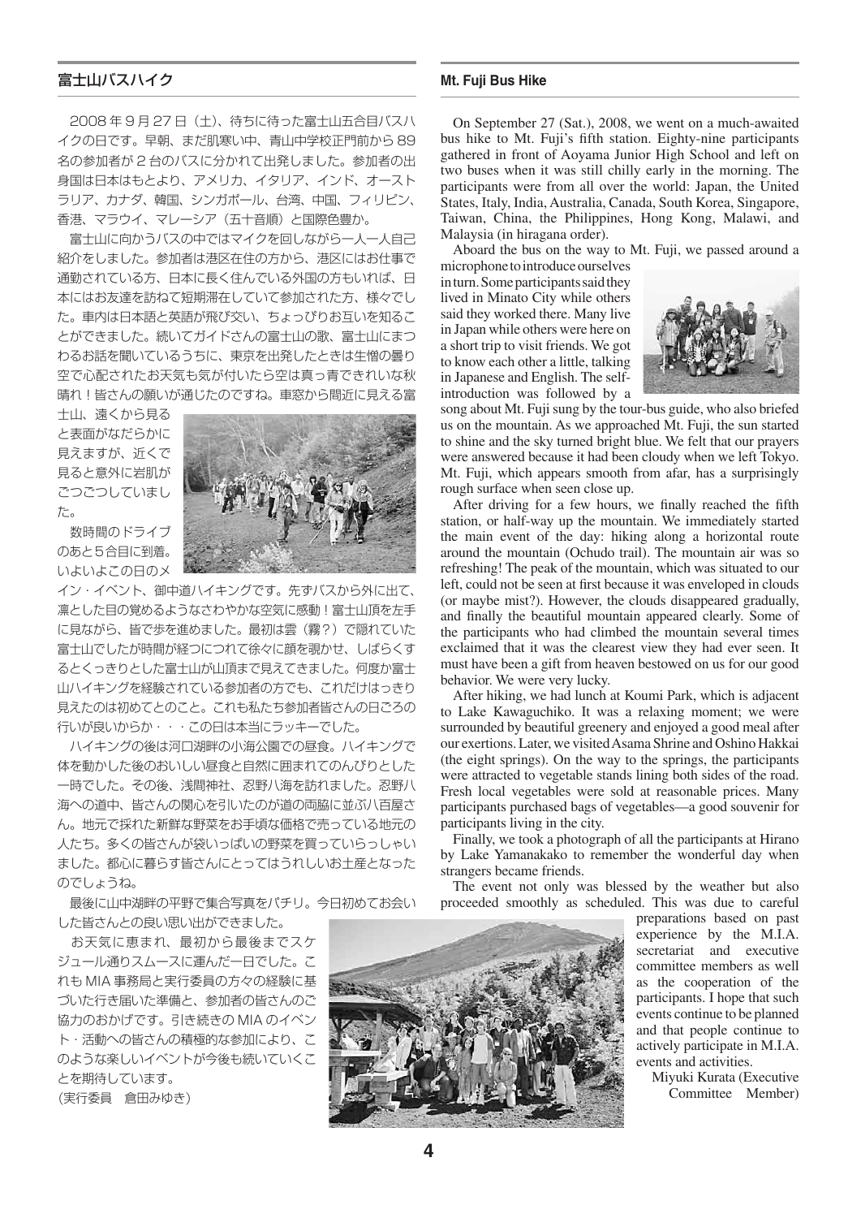## 富士山バスハイク

2008 年 9 月 27 日（土）、待ちに待った富士山五合目バスハイクの日です。早朝、まだ肌寒い中、青山中学校正門前から 89 名の参加者が 2 台のバスに分かれて出発しました。参加者の出身国は日本はもとより、アメリカ、イタリア、インド、オーストラリア、カナダ、韓国、シンガポール、台湾、中国、フィリピン、香港、マラウイ、マレーシア（五十音順）と国際色豊か。

富士山に向かうバスの中ではマイクを回しながら一人一人自己紹介をしました。参加者は港区在住の方から、港区にはお仕事で通勤されている方、日本に長く住んでいる外国の方もいれば、日本にはお友達を訪ねて短期滞在していて参加された方、様々でした。車内は日本語と英語が飛び交い、ちょっぴりお互いを知ることができました。続いてガイドさんの富士山の歌、富士山にまつわるお話を聞いているうちに、東京を出発したときは生憎の曇り空で心配されたお天気も気が付いたら空は真っ青できれいな秋晴れ！皆さんの願いが通じたのですね。車窓から間近に見える富士山、遠くから見ると表面がなだらかに見えますが、近くで見ると意外に岩肌がごつごつしていました。

数時間のドライブのあと５合目に到着。いよいよこの日のメイン・イベント、御中道ハイキングです。先ずバスから外に出て、凛とした目の覚めるようなさわやかな空気に感動！富士山頂を左手に見ながら、皆で歩を進めました。最初は雲（霧？）で隠れていた富士山でしたが時間が経つにつれて徐々に顔を覗かせ、しばらくするとくっきりとした富士山が山頂まで見えてきました。何度か富士山ハイキングを経験されている参加者の方でも、これだけはっきり見えたのは初めてとのこと。これも私たち参加者皆さんの日ごろの行いが良いからか・・・この日は本当にラッキーでした。

ハイキングの後は河口湖畔の小海公園での昼食。ハイキングで体を動かした後のおいしい昼食と自然に囲まれてのんびりとした一時でした。その後、浅間神社、忍野八海を訪れました。忍野八海への道中、皆さんの関心を引いたのが道の両脇に並ぶ八百屋さん。地元で採れた新鮮な野菜をお手頃な価格で売っている地元の人たち。多くの皆さんが袋いっぱいの野菜を買っていらっしゃいました。都心に暮らす皆さんにとってはうれしいお土産となったのでしょうね。

最後に山中湖畔の平野で集合写真をパチリ。今日初めてお会いした皆さんとの良い思い出ができました。

お天気に恵まれ、最初から最後までスケジュール通りスムースに運んだ一日でした。これも MIA 事務局と実行委員の方々の経験に基づいた行き届いた準備と、参加者の皆さんのご協力のおかげです。引き続きの MIA のイベント・活動への皆さんの積極的な参加により、このような楽しいイベントが今後も続いていくことを期待しています。

(実行委員　倉田みゆき)

## Mt. Fuji Bus Hike

On September 27 (Sat.), 2008, we went on a much-awaited bus hike to Mt. Fuji's fifth station. Eighty-nine participants gathered in front of Aoyama Junior High School and left on two buses when it was still chilly early in the morning. The participants were from all over the world: Japan, the United States, Italy, India, Australia, Canada, South Korea, Singapore, Taiwan, China, the Philippines, Hong Kong, Malawi, and Malaysia (in hiragana order).

Aboard the bus on the way to Mt. Fuji, we passed around a microphone to introduce ourselves in turn. Some participants said they lived in Minato City while others said they worked there. Many live in Japan while others were here on a short trip to visit friends. We got to know each other a little, talking in Japanese and English. The self-introduction was followed by a song about Mt. Fuji sung by the tour-bus guide, who also briefed us on the mountain. As we approached Mt. Fuji, the sun started to shine and the sky turned bright blue. We felt that our prayers were answered because it had been cloudy when we left Tokyo. Mt. Fuji, which appears smooth from afar, has a surprisingly rough surface when seen close up.

After driving for a few hours, we finally reached the fifth station, or half-way up the mountain. We immediately started the main event of the day: hiking along a horizontal route around the mountain (Ochudo trail). The mountain air was so refreshing! The peak of the mountain, which was situated to our left, could not be seen at first because it was enveloped in clouds (or maybe mist?). However, the clouds disappeared gradually, and finally the beautiful mountain appeared clearly. Some of the participants who had climbed the mountain several times exclaimed that it was the clearest view they had ever seen. It must have been a gift from heaven bestowed on us for our good behavior. We were very lucky.

After hiking, we had lunch at Koumi Park, which is adjacent to Lake Kawaguchiko. It was a relaxing moment; we were surrounded by beautiful greenery and enjoyed a good meal after our exertions. Later, we visited Asama Shrine and Oshino Hakkai (the eight springs). On the way to the springs, the participants were attracted to vegetable stands lining both sides of the road. Fresh local vegetables were sold at reasonable prices. Many participants purchased bags of vegetables—a good souvenir for participants living in the city.

Finally, we took a photograph of all the participants at Hirano by Lake Yamanakako to remember the wonderful day when strangers became friends.

The event not only was blessed by the weather but also proceeded smoothly as scheduled. This was due to careful preparations based on past experience by the M.I.A. secretariat and executive committee members as well as the cooperation of the participants. I hope that such events continue to be planned and that people continue to actively participate in M.I.A. events and activities.

Miyuki Kurata (Executive Committee Member)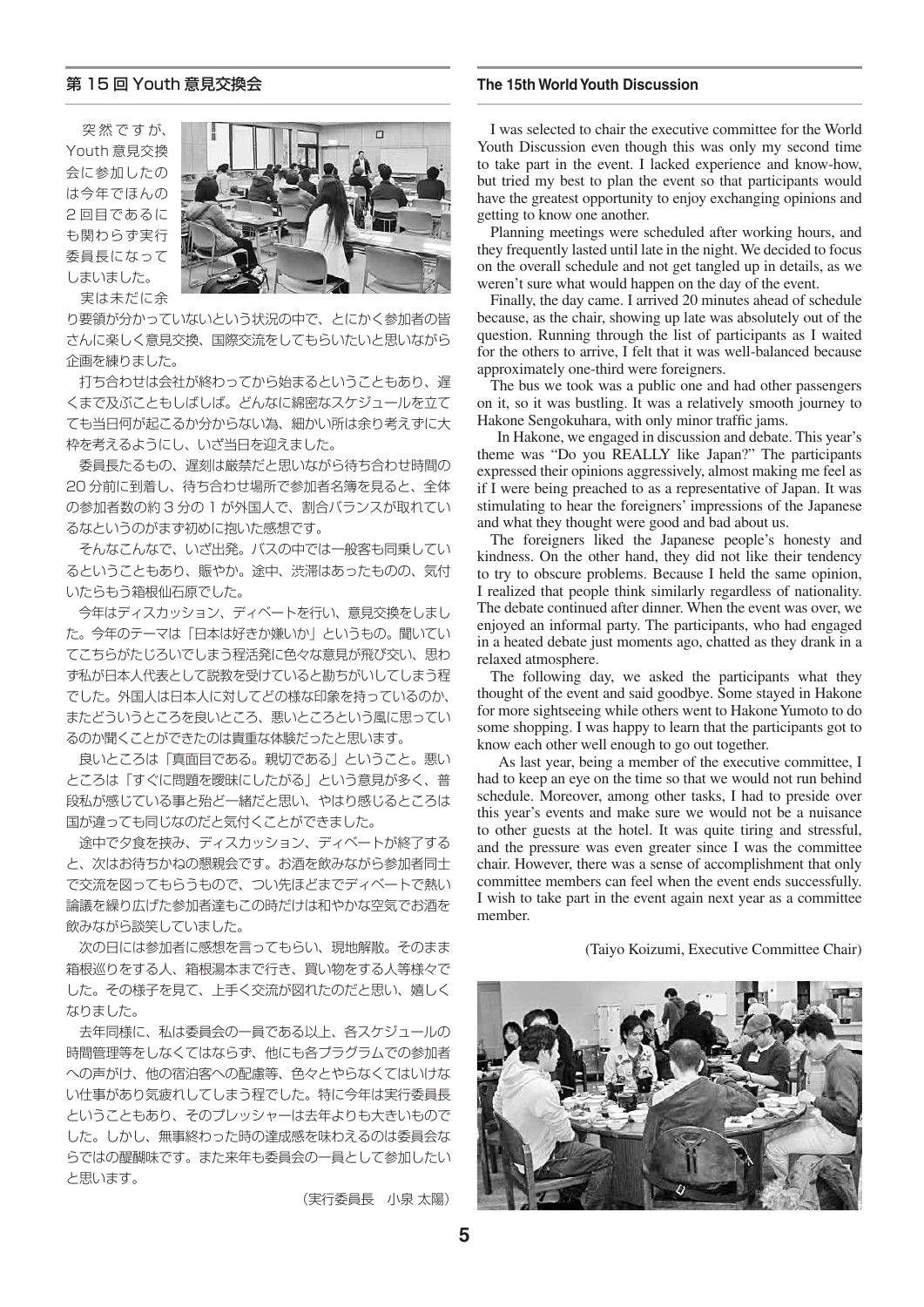## 第 15 回 Youth 意見交換会

突然ですが、Youth 意見交換会に参加したのは今年でほんの2回目であるにも関わらず実行委員長になってしまいました。

実は未だに余り要領が分かっていないという状況の中で、とにかく参加者の皆さんに楽しく意見交換、国際交流をしてもらいたいと思いながら企画を練りました。

打ち合わせは会社が終わってから始まるということもあり、遅くまで及ぶこともしばしば。どんなに綿密なスケジュールを立てても当日何が起こるか分からない為、細かい所は余り考えずに大枠を考えるようにし、いざ当日を迎えました。

委員長たるもの、遅刻は厳禁だと思いながら待ち合わせ時間の20 分前に到着し、待ち合わせ場所で参加者名簿を見ると、全体の参加者数の約３分の１が外国人で、割合バランスが取れているなというのがまず初めに抱いた感想です。

そんなこんなで、いざ出発。バスの中では一般客も同乗しているということもあり、賑やか。途中、渋滞はあったものの、気付いたらもう箱根仙石原でした。

今年はディスカッション、ディベートを行い、意見交換をしました。今年のテーマは「日本は好きか嫌いか」というもの。聞いていてこちらがたじろいでしまう程活発に色々な意見が飛び交い、思わず私が日本人代表として説教を受けていると勘ちがいしてしまう程でした。外国人は日本人に対してどの様な印象を持っているのか、またどういうところを良いところ、悪いところという風に思っているのか聞くことができたのは貴重な体験だったと思います。

良いところは「真面目である。親切である」ということ。悪いところは「すぐに問題を曖昧にしたがる」という意見が多く、普段私が感じている事と殆ど一緒だと思い、やはり感じるところは国が違っても同じなのだと気付くことができました。

途中で夕食を挟み、ディスカッション、ディベートが終了すると、次はお待ちかねの懇親会です。お酒を飲みながら参加者同士で交流を図ってもらうもので、つい先ほどまでディベートで熱い議論を繰り広げた参加者達もこの時だけは和やかな空気でお酒を飲みながら談笑していました。

次の日には参加者に感想を言ってもらい、現地解散。そのまま箱根巡りをする人、箱根湯本まで行き、買い物をする人等様々でした。その様子を見て、上手く交流が図れたのだと思い、嬉しくなりました。

去年同様に、私は委員会の一員である以上、各スケジュールの時間管理等をしなくてはならず、他にも各プログラムでの参加者への声がけ、他の宿泊客への配慮等、色々とやらなくてはいけない仕事があり気疲れしてしまう程でした。特に今年は実行委員長ということもあり、そのプレッシャーは去年よりも大きいものでした。しかし、無事終わった時の達成感を味わえるのは委員会ならではの醍醐味です。また来年も委員会の一員として参加したいと思います。

（実行委員長　小泉 太陽）

## The 15th World Youth Discussion

I was selected to chair the executive committee for the World Youth Discussion even though this was only my second time to take part in the event. I lacked experience and know-how, but tried my best to plan the event so that participants would have the greatest opportunity to enjoy exchanging opinions and getting to know one another.

Planning meetings were scheduled after working hours, and they frequently lasted until late in the night. We decided to focus on the overall schedule and not get tangled up in details, as we weren't sure what would happen on the day of the event.

Finally, the day came. I arrived 20 minutes ahead of schedule because, as the chair, showing up late was absolutely out of the question. Running through the list of participants as I waited for the others to arrive, I felt that it was well-balanced because approximately one-third were foreigners.

The bus we took was a public one and had other passengers on it, so it was bustling. It was a relatively smooth journey to Hakone Sengokuhara, with only minor traffic jams.

In Hakone, we engaged in discussion and debate. This year's theme was "Do you REALLY like Japan?" The participants expressed their opinions aggressively, almost making me feel as if I were being preached to as a representative of Japan. It was stimulating to hear the foreigners' impressions of the Japanese and what they thought were good and bad about us.

The foreigners liked the Japanese people's honesty and kindness. On the other hand, they did not like their tendency to try to obscure problems. Because I held the same opinion, I realized that people think similarly regardless of nationality. The debate continued after dinner. When the event was over, we enjoyed an informal party. The participants, who had engaged in a heated debate just moments ago, chatted as they drank in a relaxed atmosphere.

The following day, we asked the participants what they thought of the event and said goodbye. Some stayed in Hakone for more sightseeing while others went to Hakone Yumoto to do some shopping. I was happy to learn that the participants got to know each other well enough to go out together.

As last year, being a member of the executive committee, I had to keep an eye on the time so that we would not run behind schedule. Moreover, among other tasks, I had to preside over this year's events and make sure we would not be a nuisance to other guests at the hotel. It was quite tiring and stressful, and the pressure was even greater since I was the committee chair. However, there was a sense of accomplishment that only committee members can feel when the event ends successfully. I wish to take part in the event again next year as a committee member.

(Taiyo Koizumi, Executive Committee Chair)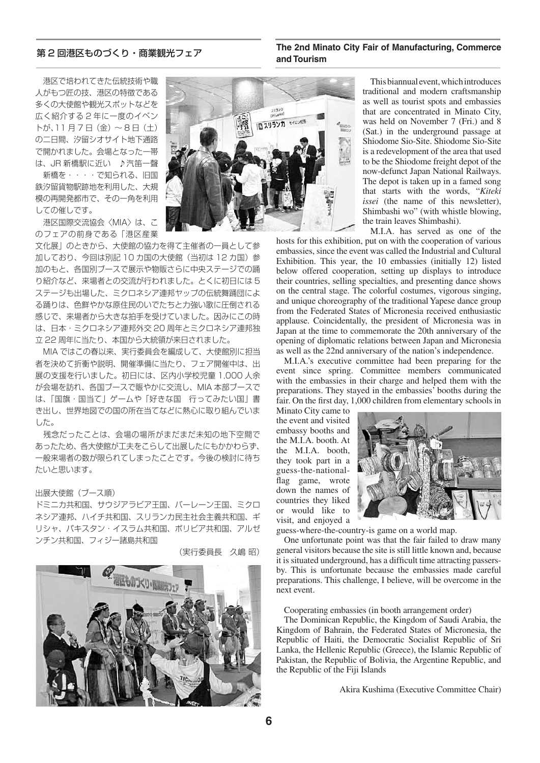## 第２回港区ものづくり・商業観光フェア

港区で培われてきた伝統技術や職人がもつ匠の技、港区の特徴である多くの大使館や観光スポットなどを広く紹介する２年に一度のイベントが、11月７日（金）～８日（土）の二日間、汐留シオサイト地下通路で開かれました。会場となった一帯は、JR新橋駅に近い　♪汽笛一聲　新橋を・・・・で知られる、旧国鉄汐留貨物駅跡地を利用した、大規模の再開発都市で、その一角を利用しての催しです。

港区国際交流協会〈MIA〉は、このフェアの前身である「港区産業文化展」のときから、大使館の協力を得て主催者の一員として参加しており、今回は別記10カ国の大使館（当初は12カ国）参加のもと、各国別ブースで展示や物販さらに中央ステージでの踊り紹介など、来場者との交流が行われました。とくに初日には５ステージも出場した、ミクロネシア連邦ヤップの伝統舞踊団による踊りは、色鮮やかな原住民のいでたちと力強い歌に圧倒される感じで、来場者から大きな拍手を受けていました。因みにこの時は、日本・ミクロネシア連邦外交20周年とミクロネシア連邦独立22周年に当たり、本国から大統領が来日されました。

MIAではこの春以来、実行委員会を編成して、大使館別に担当者を決めて折衝や説明、開催準備に当たり、フェア開催中は、出展の支援を行いました。初日には、区内小学校児童1,000人余が会場を訪れ、各国ブースで賑やかに交流し、MIA本部ブースでは、「国旗・国当て」ゲームや「好きな国　行ってみたい国」書き出し、世界地図での国の所在当てなどに熱心に取り組んでいました。

残念だったことは、会場の場所がまだまだ未知の地下空間であったため、各大使館が工夫をこらして出展したにもかかわらず、一般来場者の数が限られてしまったことです。今後の検討に待ちたいと思います。

出展大使館（ブース順）

ドミニカ共和国、サウジアラビア王国、バーレーン王国、ミクロネシア連邦、ハイチ共和国、スリランカ民主社会主義共和国、ギリシャ、パキスタン・イスラム共和国、ボリビア共和国、アルゼンチン共和国、フィジー諸島共和国

（実行委員長　久嶋 昭）

## The 2nd Minato City Fair of Manufacturing, Commerce and Tourism

This biannual event, which introduces traditional and modern craftsmanship as well as tourist spots and embassies that are concentrated in Minato City, was held on November 7 (Fri.) and 8 (Sat.) in the underground passage at Shiodome Sio-Site. Shiodome Sio-Site is a redevelopment of the area that used to be the Shiodome freight depot of the now-defunct Japan National Railways. The depot is taken up in a famed song that starts with the words, "*Kiteki issei* (the name of this newsletter), Shimbashi wo" (with whistle blowing, the train leaves Shimbashi).

M.I.A. has served as one of the hosts for this exhibition, put on with the cooperation of various embassies, since the event was called the Industrial and Cultural Exhibition. This year, the 10 embassies (initially 12) listed below offered cooperation, setting up displays to introduce their countries, selling specialties, and presenting dance shows on the central stage. The colorful costumes, vigorous singing, and unique choreography of the traditional Yapese dance group from the Federated States of Micronesia received enthusiastic applause. Coincidentally, the president of Micronesia was in Japan at the time to commemorate the 20th anniversary of the opening of diplomatic relations between Japan and Micronesia as well as the 22nd anniversary of the nation's independence.

M.I.A.'s executive committee had been preparing for the event since spring. Committee members communicated with the embassies in their charge and helped them with the preparations. They stayed in the embassies' booths during the fair. On the first day, 1,000 children from elementary schools in Minato City came to the event and visited embassy booths and the M.I.A. booth. At the M.I.A. booth, they took part in a guess-the-national-flag game, wrote down the names of countries they liked or would like to visit, and enjoyed a guess-where-the-country-is game on a world map.

One unfortunate point was that the fair failed to draw many general visitors because the site is still little known and, because it is situated underground, has a difficult time attracting passers-by. This is unfortunate because the embassies made careful preparations. This challenge, I believe, will be overcome in the next event.

Cooperating embassies (in booth arrangement order)

The Dominican Republic, the Kingdom of Saudi Arabia, the Kingdom of Bahrain, the Federated States of Micronesia, the Republic of Haiti, the Democratic Socialist Republic of Sri Lanka, the Hellenic Republic (Greece), the Islamic Republic of Pakistan, the Republic of Bolivia, the Argentine Republic, and the Republic of the Fiji Islands

Akira Kushima (Executive Committee Chair)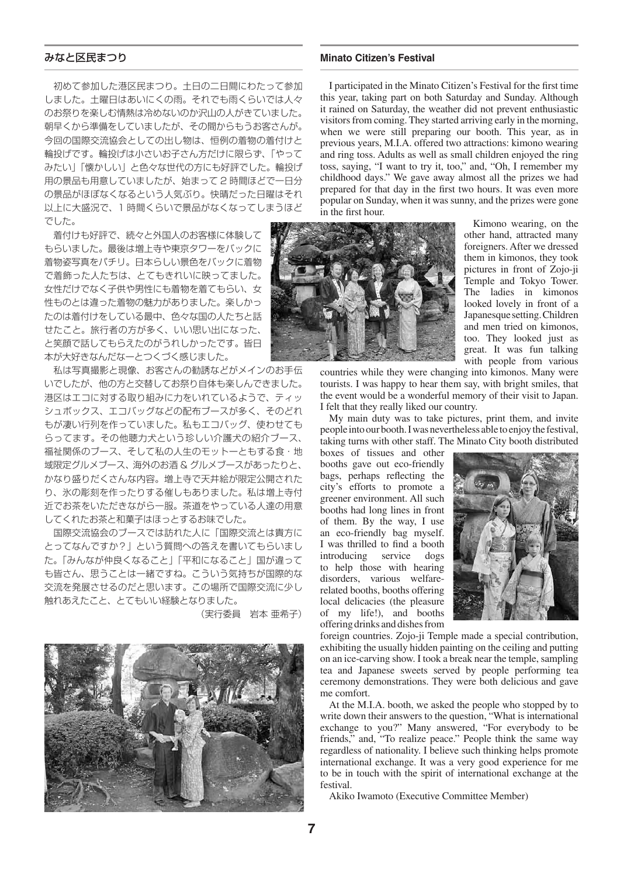## みなと区民まつり

初めて参加した港区民まつり。土日の二日間にわたって参加しました。土曜日はあいにくの雨。それでも雨くらいでは人々のお祭りを楽しむ情熱は冷めないのか沢山の人がきていました。朝早くから準備をしていましたが、その間からもうお客さんが。今回の国際交流協会としての出し物は、恒例の着物の着付けと輪投げです。輪投げは小さいお子さん方だけに限らず、「やってみたい」「懐かしい」と色々な世代の方にも好評でした。輪投げ用の景品も用意していましたが、始まって２時間ほどで一日分の景品がほぼなくなるという人気ぶり。快晴だった日曜はそれ以上に大盛況で、１時間くらいで景品がなくなってしまうほどでした。

着付けも好評で、続々と外国人のお客様に体験してもらいました。最後は増上寺や東京タワーをバックに着物姿写真をパチリ。日本らしい景色をバックに着物で着飾った人たちは、とてもきれいに映ってました。女性だけでなく子供や男性にも着物を着てもらい、女性ものとは違った着物の魅力がありました。楽しかったのは着付けをしている最中、色々な国の人たちと話せたこと。旅行者の方が多く、いい思い出になった、と笑顔で話してもらえたのがうれしかったです。皆日本が大好きなんだなーとつくづく感じました。

私は写真撮影と現像、お客さんの勧誘などがメインのお手伝いでしたが、他の方と交替してお祭り自体も楽しんでできました。港区はエコに対する取り組みに力をいれているようで、ティッシュボックス、エコバッグなどの配布ブースが多く、そのどれもが凄い行列を作っていました。私もエコバッグ、使わせてもらってます。その他聴力犬という珍しい介護犬の紹介ブース、福祉関係のブース、そして私の人生のモットーともする食・地域限定グルメブース、海外のお酒＆グルメブースがあったりと、かなり盛りだくさんな内容。増上寺で天井絵が限定公開されたり、氷の彫刻を作ったりする催しもありました。私は増上寺付近でお茶をいただきながら一服。茶道をやっている人達の用意してくれたお茶と和菓子はほっとするお味でした。

国際交流協会のブースでは訪れた人に「国際交流とは貴方にとってなんですか？」という質問への答えを書いてもらいました。「みんなが仲良くなること」「平和になること」国が違っても皆さん、思うことは一緒ですね。こういう気持ちが国際的な交流を発展させるのだと思います。この場所で国際交流に少し触れあえたこと、とてもいい経験となりました。

（実行委員　岩本 亜希子）

## Minato Citizen's Festival

I participated in the Minato Citizen's Festival for the first time this year, taking part on both Saturday and Sunday. Although it rained on Saturday, the weather did not prevent enthusiastic visitors from coming. They started arriving early in the morning, when we were still preparing our booth. This year, as in previous years, M.I.A. offered two attractions: kimono wearing and ring toss. Adults as well as small children enjoyed the ring toss, saying, "I want to try it, too," and, "Oh, I remember my childhood days." We gave away almost all the prizes we had prepared for that day in the first two hours. It was even more popular on Sunday, when it was sunny, and the prizes were gone in the first hour.

Kimono wearing, on the other hand, attracted many foreigners. After we dressed them in kimonos, they took pictures in front of Zojo-ji Temple and Tokyo Tower. The ladies in kimonos looked lovely in front of a Japanesque setting. Children and men tried on kimonos, too. They looked just as great. It was fun talking with people from various countries while they were changing into kimonos. Many were tourists. I was happy to hear them say, with bright smiles, that the event would be a wonderful memory of their visit to Japan. I felt that they really liked our country.

My main duty was to take pictures, print them, and invite people into our booth. I was nevertheless able to enjoy the festival, taking turns with other staff. The Minato City booth distributed boxes of tissues and other booths gave out eco-friendly bags, perhaps reflecting the city's efforts to promote a greener environment. All such booths had long lines in front of them. By the way, I use an eco-friendly bag myself. I was thrilled to find a booth introducing service dogs to help those with hearing disorders, various welfare-related booths, booths offering local delicacies (the pleasure of my life!), and booths offering drinks and dishes from foreign countries. Zojo-ji Temple made a special contribution, exhibiting the usually hidden painting on the ceiling and putting on an ice-carving show. I took a break near the temple, sampling tea and Japanese sweets served by people performing tea ceremony demonstrations. They were both delicious and gave me comfort.

At the M.I.A. booth, we asked the people who stopped by to write down their answers to the question, "What is international exchange to you?" Many answered, "For everybody to be friends," and, "To realize peace." People think the same way regardless of nationality. I believe such thinking helps promote international exchange. It was a very good experience for me to be in touch with the spirit of international exchange at the festival.

Akiko Iwamoto (Executive Committee Member)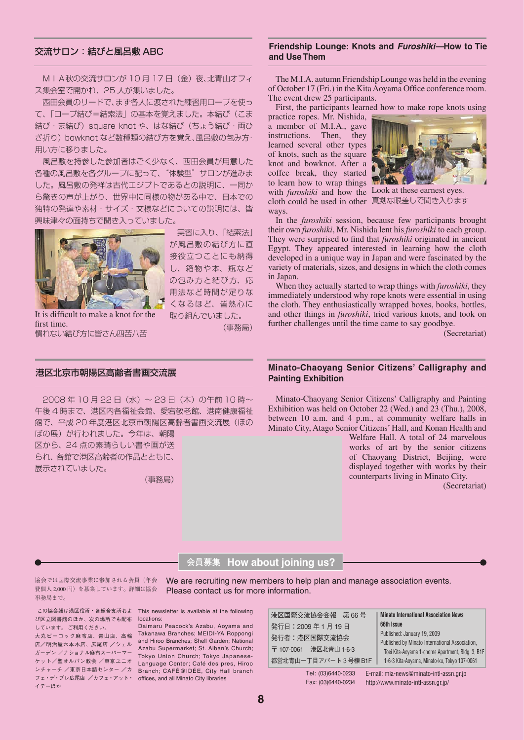## 交流サロン：結びと風呂敷 ABC

ＭＩＡ秋の交流サロンが 10 月 17 日（金）夜、北青山オフィス集会室で開かれ、25 人が集いました。

西田会員のリードで、まず各人に渡された練習用ロープを使って、「ロープ結び＝結索法」の基本を覚えました。本結び（こま結び・ま結び）square knot や、はな結び（ちょう結び・両びざ折り）bowknot など数種類の結び方を覚え、風呂敷の包み方・用い方に移りました。

風呂敷を持参した参加者はごく少なく、西田会員が用意した各種の風呂敷を各グループに配って、"体験型" サロンが進みました。風呂敷の発祥は古代エジプトであるとの説明に、一同から驚きの声が上がり、世界中に同様の物がある中で、日本での独特の発達や素材・サイズ・文様などについての説明には、皆興味津々の面持ちで聞き入っていました。

実習に入り、「結索法」が風呂敷の結び方に直接役立つことにも納得し、箱物や本、瓶などの包み方と結び方、応用法など時間が足りなくなるほど、皆熱心に取り組んでいました。

（事務局）

It is difficult to make a knot for the first time.
慣れない結び方に皆さん四苦八苦

## Friendship Lounge: Knots and *Furoshiki*—How to Tie and Use Them

The M.I.A. autumn Friendship Lounge was held in the evening of October 17 (Fri.) in the Kita Aoyama Office conference room. The event drew 25 participants.

First, the participants learned how to make rope knots using practice ropes. Mr. Nishida, a member of M.I.A., gave instructions. Then, they learned several other types of knots, such as the square knot and bowknot. After a coffee break, they started to learn how to wrap things with *furoshiki* and how the cloth could be used in other ways.

Look at these earnest eyes.
真剣な眼差しで聞き入ります

In the *furoshiki* session, because few participants brought their own *furoshiki*, Mr. Nishida lent his *furoshiki* to each group. They were surprised to find that *furoshiki* originated in ancient Egypt. They appeared interested in learning how the cloth developed in a unique way in Japan and were fascinated by the variety of materials, sizes, and designs in which the cloth comes in Japan.

When they actually started to wrap things with *furoshiki*, they immediately understood why rope knots were essential in using the cloth. They enthusiastically wrapped boxes, books, bottles, and other things in *furoshiki*, tried various knots, and took on further challenges until the time came to say goodbye.

(Secretariat)

## 港区北京市朝陽区高齢者書画交流展

2008 年 10 月 22 日（水）～ 23 日（木）の午前 10 時～午後 4 時まで、港区内各福祉会館、愛宕敬老館、港南健康福祉館で、平成 20 年度港区北京市朝陽区高齢者書画交流展（ほのぼの展）が行われました。今年は、朝陽区から、24 点の素晴らしい書や画が送られ、各館で港区高齢者の作品とともに、展示されていました。

（事務局）

## Minato-Chaoyang Senior Citizens' Calligraphy and Painting Exhibition

Minato-Chaoyang Senior Citizens' Calligraphy and Painting Exhibition was held on October 22 (Wed.) and 23 (Thu.), 2008, between 10 a.m. and 4 p.m., at community welfare halls in Minato City, Atago Senior Citizens' Hall, and Konan Health and Welfare Hall. A total of 24 marvelous works of art by the senior citizens of Chaoyang District, Beijing, were displayed together with works by their counterparts living in Minato City.

(Secretariat)

## 会員募集 How about joining us?

協会では国際交流事業に参加される会員（年会費個人 2,000 円）を募集しています。詳細は協会事務局まで。

We are recruiting new members to help plan and manage association events. Please contact us for more information.

この協会報は港区役所・各総合支所および区立図書館のほか、次の場所でも配布しています。ご利用ください。
大丸ピーコック麻布店、青山店、高輪店／明治屋六本木店、広尾店／シェルガーデン／ナショナル麻布スーパーマーケット／聖オルバン教会／東京ユニオンチャーチ／東京日本語センター／カフェ・デ・プレ広尾店／カフェ・アット・イデーほか

This newsletter is available at the following locations:
Daimaru Peacock's Azabu, Aoyama and Takanawa Branches; MEIDI-YA Roppongi and Hiroo Branches; Shell Garden; National Azabu Supermarket; St. Alban's Church; Tokyo Union Church; Tokyo Japanese-Language Center; Café des pres, Hiroo Branch; CAFÉ@IDÉE, City Hall branch offices, and all Minato City libraries

港区国際交流協会会報　第 66 号
発行日：2009 年 1 月 19 日
発行者：港区国際交流協会
〒 107-0061　港区北青山 1-6-3
都営北青山一丁目アパート 3 号棟 B1F

**Minato International Association News**
**66th Issue**
Published: January 19, 2009
Published by Minato International Association,
Toei Kita-Aoyama 1-chome Apartment, Bldg. 3, B1F
1-6-3 Kita-Aoyama, Minato-ku, Tokyo 107-0061

Tel: (03)6440-0233　E-mail: mia-news@minato-intl-assn.gr.jp
Fax: (03)6440-0234　http://www.minato-intl-assn.gr.jp/